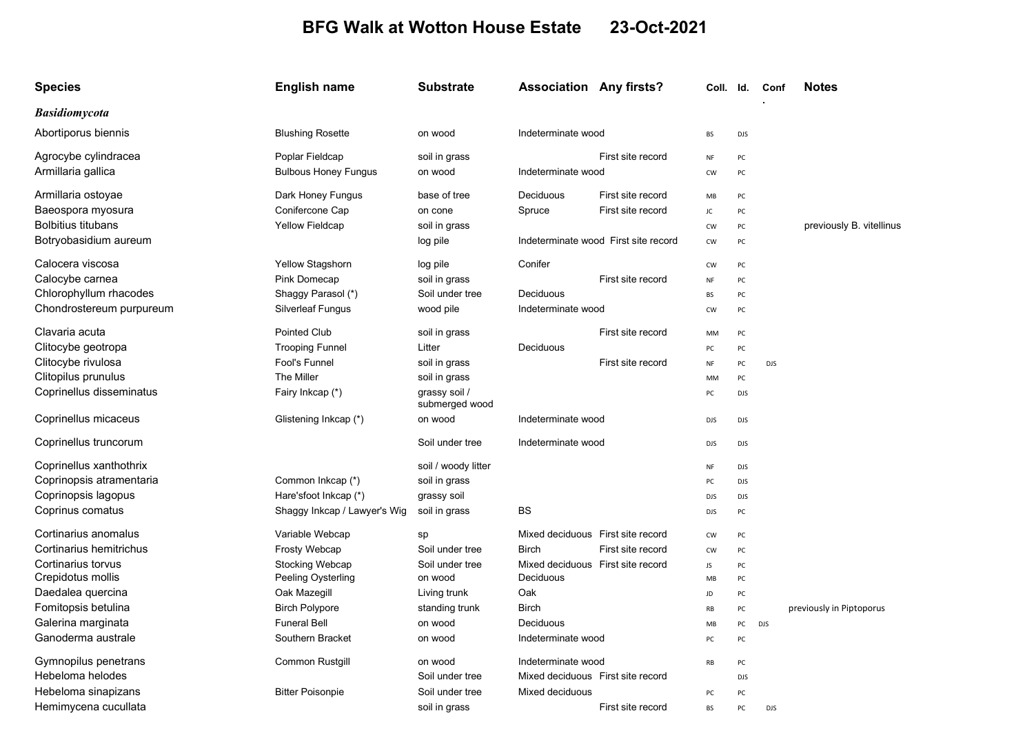# BFG Walk at Wotton House Estate 23-Oct-2021

| Species | English name | Substrate | Association | Any firsts? | Coll. | Id. | Conf. | Notes |
|---|---|---|---|---|---|---|---|---|
| ***Basidiomycota*** | | | | | | | | |
| Abortiporus biennis | Blushing Rosette | on wood | Indeterminate wood | | BS | DJS | | |
| Agrocybe cylindracea | Poplar Fieldcap | soil in grass | | First site record | NF | PC | | |
| Armillaria gallica | Bulbous Honey Fungus | on wood | Indeterminate wood | | CW | PC | | |
| Armillaria ostoyae | Dark Honey Fungus | base of tree | Deciduous | First site record | MB | PC | | |
| Baeospora myosura | Conifercone Cap | on cone | Spruce | First site record | JC | PC | | |
| Bolbitius titubans | Yellow Fieldcap | soil in grass | | | CW | PC | | previously B. vitellinus |
| Botryobasidium aureum | | log pile | Indeterminate wood | First site record | CW | PC | | |
| Calocera viscosa | Yellow Stagshorn | log pile | Conifer | | CW | PC | | |
| Calocybe carnea | Pink Domecap | soil in grass | | First site record | NF | PC | | |
| Chlorophyllum rhacodes | Shaggy Parasol (*) | Soil under tree | Deciduous | | BS | PC | | |
| Chondrostereum purpureum | Silverleaf Fungus | wood pile | Indeterminate wood | | CW | PC | | |
| Clavaria acuta | Pointed Club | soil in grass | | First site record | MM | PC | | |
| Clitocybe geotropa | Trooping Funnel | Litter | Deciduous | | PC | PC | | |
| Clitocybe rivulosa | Fool's Funnel | soil in grass | | First site record | NF | PC | DJS | |
| Clitopilus prunulus | The Miller | soil in grass | | | MM | PC | | |
| Coprinellus disseminatus | Fairy Inkcap (*) | grassy soil / submerged wood | | | PC | DJS | | |
| Coprinellus micaceus | Glistening Inkcap (*) | on wood | Indeterminate wood | | DJS | DJS | | |
| Coprinellus truncorum | | Soil under tree | Indeterminate wood | | DJS | DJS | | |
| Coprinellus xanthothrix | | soil / woody litter | | | NF | DJS | | |
| Coprinopsis atramentaria | Common Inkcap (*) | soil in grass | | | PC | DJS | | |
| Coprinopsis lagopus | Hare'sfoot Inkcap (*) | grassy soil | | | DJS | DJS | | |
| Coprinus comatus | Shaggy Inkcap / Lawyer's Wig | soil in grass | BS | | DJS | PC | | |
| Cortinarius anomalus | Variable Webcap | sp | Mixed deciduous | First site record | CW | PC | | |
| Cortinarius hemitrichus | Frosty Webcap | Soil under tree | Birch | First site record | CW | PC | | |
| Cortinarius torvus | Stocking Webcap | Soil under tree | Mixed deciduous | First site record | JS | PC | | |
| Crepidotus mollis | Peeling Oysterling | on wood | Deciduous | | MB | PC | | |
| Daedalea quercina | Oak Mazegill | Living trunk | Oak | | JD | PC | | |
| Fomitopsis betulina | Birch Polypore | standing trunk | Birch | | RB | PC | | previously in Piptoporus |
| Galerina marginata | Funeral Bell | on wood | Deciduous | | MB | PC | DJS | |
| Ganoderma australe | Southern Bracket | on wood | Indeterminate wood | | PC | PC | | |
| Gymnopilus penetrans | Common Rustgill | on wood | Indeterminate wood | | RB | PC | | |
| Hebeloma helodes | | Soil under tree | Mixed deciduous | First site record | | DJS | | |
| Hebeloma sinapizans | Bitter Poisonpie | Soil under tree | Mixed deciduous | | PC | PC | | |
| Hemimycena cucullata | | soil in grass | | First site record | BS | PC | DJS | |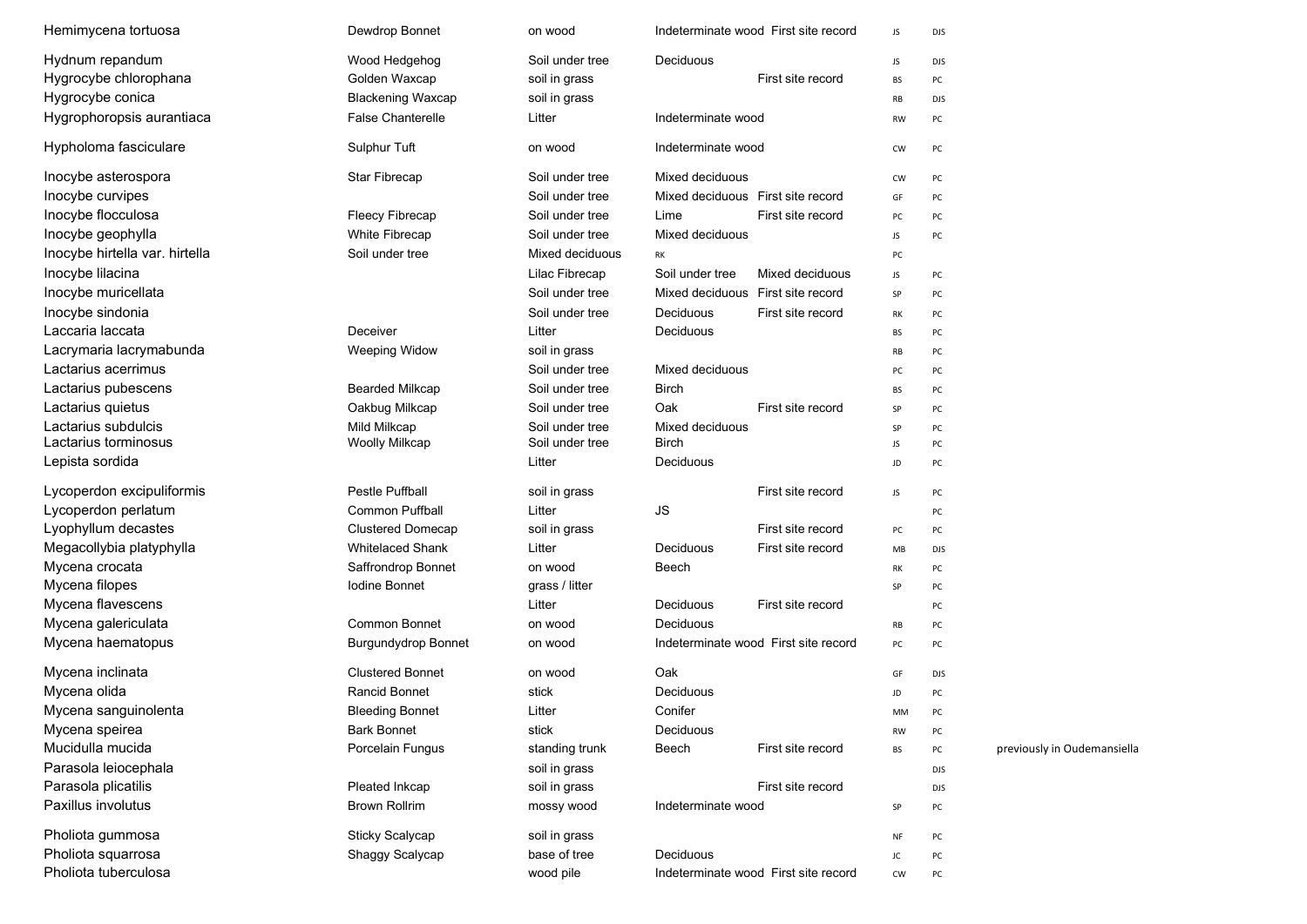| | | | | | | | |
|---|---|---|---|---|---|---|---|
| Hemimycena tortuosa | Dewdrop Bonnet | on wood | Indeterminate wood | First site record | JS | DJS | |
| Hydnum repandum | Wood Hedgehog | Soil under tree | Deciduous | | JS | DJS | |
| Hygrocybe chlorophana | Golden Waxcap | soil in grass | | First site record | BS | PC | |
| Hygrocybe conica | Blackening Waxcap | soil in grass | | | RB | DJS | |
| Hygrophoropsis aurantiaca | False Chanterelle | Litter | Indeterminate wood | | RW | PC | |
| Hypholoma fasciculare | Sulphur Tuft | on wood | Indeterminate wood | | CW | PC | |
| Inocybe asterospora | Star Fibrecap | Soil under tree | Mixed deciduous | | CW | PC | |
| Inocybe curvipes | | Soil under tree | Mixed deciduous | First site record | GF | PC | |
| Inocybe flocculosa | Fleecy Fibrecap | Soil under tree | Lime | First site record | PC | PC | |
| Inocybe geophylla | White Fibrecap | Soil under tree | Mixed deciduous | | JS | PC | |
| Inocybe hirtella var. hirtella | Soil under tree | Mixed deciduous | RK | | PC | | |
| Inocybe lilacina | | Lilac Fibrecap | Soil under tree | Mixed deciduous | JS | PC | |
| Inocybe muricellata | | Soil under tree | Mixed deciduous | First site record | SP | PC | |
| Inocybe sindonia | | Soil under tree | Deciduous | First site record | RK | PC | |
| Laccaria laccata | Deceiver | Litter | Deciduous | | BS | PC | |
| Lacrymaria lacrymabunda | Weeping Widow | soil in grass | | | RB | PC | |
| Lactarius acerrimus | | Soil under tree | Mixed deciduous | | PC | PC | |
| Lactarius pubescens | Bearded Milkcap | Soil under tree | Birch | | BS | PC | |
| Lactarius quietus | Oakbug Milkcap | Soil under tree | Oak | First site record | SP | PC | |
| Lactarius subdulcis | Mild Milkcap | Soil under tree | Mixed deciduous | | SP | PC | |
| Lactarius torminosus | Woolly Milkcap | Soil under tree | Birch | | JS | PC | |
| Lepista sordida | | Litter | Deciduous | | JD | PC | |
| Lycoperdon excipuliformis | Pestle Puffball | soil in grass | | First site record | JS | PC | |
| Lycoperdon perlatum | Common Puffball | Litter | JS | | | PC | |
| Lyophyllum decastes | Clustered Domecap | soil in grass | | First site record | PC | PC | |
| Megacollybia platyphylla | Whitelaced Shank | Litter | Deciduous | First site record | MB | DJS | |
| Mycena crocata | Saffrondrop Bonnet | on wood | Beech | | RK | PC | |
| Mycena filopes | Iodine Bonnet | grass / litter | | | SP | PC | |
| Mycena flavescens | | Litter | Deciduous | First site record | | PC | |
| Mycena galericulata | Common Bonnet | on wood | Deciduous | | RB | PC | |
| Mycena haematopus | Burgundydrop Bonnet | on wood | Indeterminate wood | First site record | PC | PC | |
| Mycena inclinata | Clustered Bonnet | on wood | Oak | | GF | DJS | |
| Mycena olida | Rancid Bonnet | stick | Deciduous | | JD | PC | |
| Mycena sanguinolenta | Bleeding Bonnet | Litter | Conifer | | MM | PC | |
| Mycena speirea | Bark Bonnet | stick | Deciduous | | RW | PC | |
| Mucidulla mucida | Porcelain Fungus | standing trunk | Beech | First site record | BS | PC | previously in Oudemansiella |
| Parasola leiocephala | | soil in grass | | | | DJS | |
| Parasola plicatilis | Pleated Inkcap | soil in grass | | First site record | | DJS | |
| Paxillus involutus | Brown Rollrim | mossy wood | Indeterminate wood | | SP | PC | |
| Pholiota gummosa | Sticky Scalycap | soil in grass | | | NF | PC | |
| Pholiota squarrosa | Shaggy Scalycap | base of tree | Deciduous | | JC | PC | |
| Pholiota tuberculosa | | wood pile | Indeterminate wood | First site record | CW | PC | |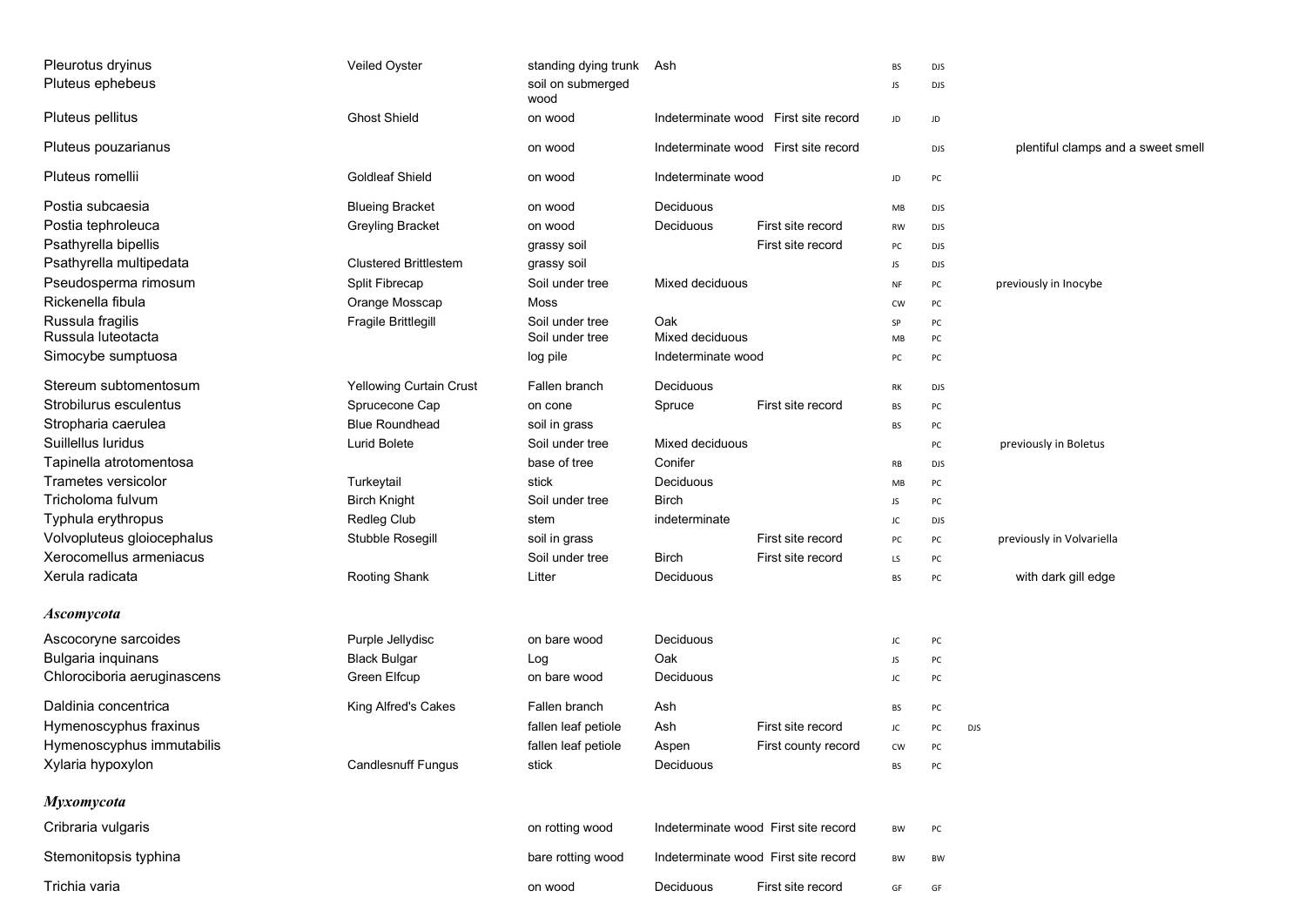| | | | | | | | | |
|---|---|---|---|---|---|---|---|---|
| Pleurotus dryinus | Veiled Oyster | standing dying trunk | Ash | | BS | DJS | | |
| Pluteus ephebeus | | soil on submerged wood | | | JS | DJS | | |
| Pluteus pellitus | Ghost Shield | on wood | Indeterminate wood | First site record | JD | JD | | |
| Pluteus pouzarianus | | on wood | Indeterminate wood | First site record | | DJS | | plentiful clamps and a sweet smell |
| Pluteus romellii | Goldleaf Shield | on wood | Indeterminate wood | | JD | PC | | |
| Postia subcaesia | Blueing Bracket | on wood | Deciduous | | MB | DJS | | |
| Postia tephroleuca | Greyling Bracket | on wood | Deciduous | First site record | RW | DJS | | |
| Psathyrella bipellis | | grassy soil | | First site record | PC | DJS | | |
| Psathyrella multipedata | Clustered Brittlestem | grassy soil | | | JS | DJS | | |
| Pseudosperma rimosum | Split Fibrecap | Soil under tree | Mixed deciduous | | NF | PC | | previously in Inocybe |
| Rickenella fibula | Orange Mosscap | Moss | | | CW | PC | | |
| Russula fragilis | Fragile Brittlegill | Soil under tree | Oak | | SP | PC | | |
| Russula luteotacta | | Soil under tree | Mixed deciduous | | MB | PC | | |
| Simocybe sumptuosa | | log pile | Indeterminate wood | | PC | PC | | |
| Stereum subtomentosum | Yellowing Curtain Crust | Fallen branch | Deciduous | | RK | DJS | | |
| Strobilurus esculentus | Sprucecone Cap | on cone | Spruce | First site record | BS | PC | | |
| Stropharia caerulea | Blue Roundhead | soil in grass | | | BS | PC | | |
| Suillellus luridus | Lurid Bolete | Soil under tree | Mixed deciduous | | | PC | | previously in Boletus |
| Tapinella atrotomentosa | | base of tree | Conifer | | RB | DJS | | |
| Trametes versicolor | Turkeytail | stick | Deciduous | | MB | PC | | |
| Tricholoma fulvum | Birch Knight | Soil under tree | Birch | | JS | PC | | |
| Typhula erythropus | Redleg Club | stem | indeterminate | | JC | DJS | | |
| Volvopluteus gloiocephalus | Stubble Rosegill | soil in grass | | First site record | PC | PC | | previously in Volvariella |
| Xerocomellus armeniacus | | Soil under tree | Birch | First site record | LS | PC | | |
| Xerula radicata | Rooting Shank | Litter | Deciduous | | BS | PC | | with dark gill edge |

### *Ascomycota*

| | | | | | | | | |
|---|---|---|---|---|---|---|---|---|
| Ascocoryne sarcoides | Purple Jellydisc | on bare wood | Deciduous | | JC | PC | | |
| Bulgaria inquinans | Black Bulgar | Log | Oak | | JS | PC | | |
| Chlorociboria aeruginascens | Green Elfcup | on bare wood | Deciduous | | JC | PC | | |
| Daldinia concentrica | King Alfred's Cakes | Fallen branch | Ash | | BS | PC | | |
| Hymenoscyphus fraxinus | | fallen leaf petiole | Ash | First site record | JC | PC | DJS | |
| Hymenoscyphus immutabilis | | fallen leaf petiole | Aspen | First county record | CW | PC | | |
| Xylaria hypoxylon | Candlesnuff Fungus | stick | Deciduous | | BS | PC | | |

### *Myxomycota*

| | | | | | | | | |
|---|---|---|---|---|---|---|---|---|
| Cribraria vulgaris | | on rotting wood | Indeterminate wood | First site record | BW | PC | | |
| Stemonitopsis typhina | | bare rotting wood | Indeterminate wood | First site record | BW | BW | | |
| Trichia varia | | on wood | Deciduous | First site record | GF | GF | | |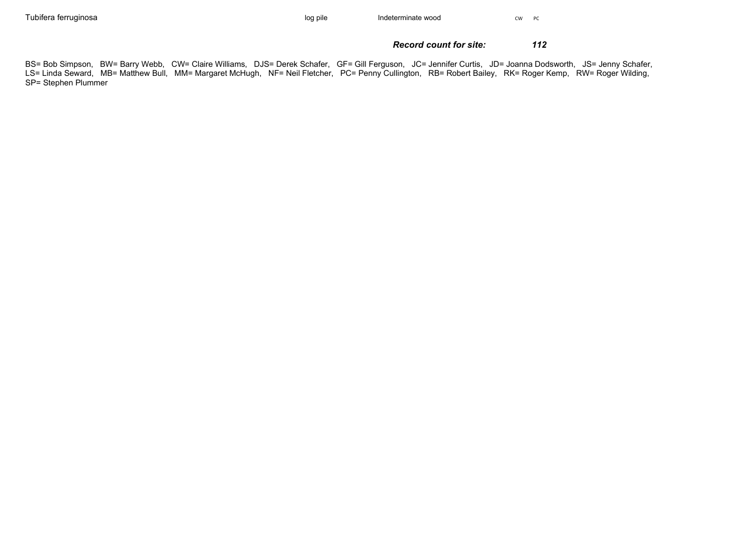| | | | |
|---|---|---|---|
| Tubifera ferruginosa | log pile | Indeterminate wood | CW PC |

***Record count for site: 112***

BS= Bob Simpson, BW= Barry Webb, CW= Claire Williams, DJS= Derek Schafer, GF= Gill Ferguson, JC= Jennifer Curtis, JD= Joanna Dodsworth, JS= Jenny Schafer, LS= Linda Seward, MB= Matthew Bull, MM= Margaret McHugh, NF= Neil Fletcher, PC= Penny Cullington, RB= Robert Bailey, RK= Roger Kemp, RW= Roger Wilding, SP= Stephen Plummer